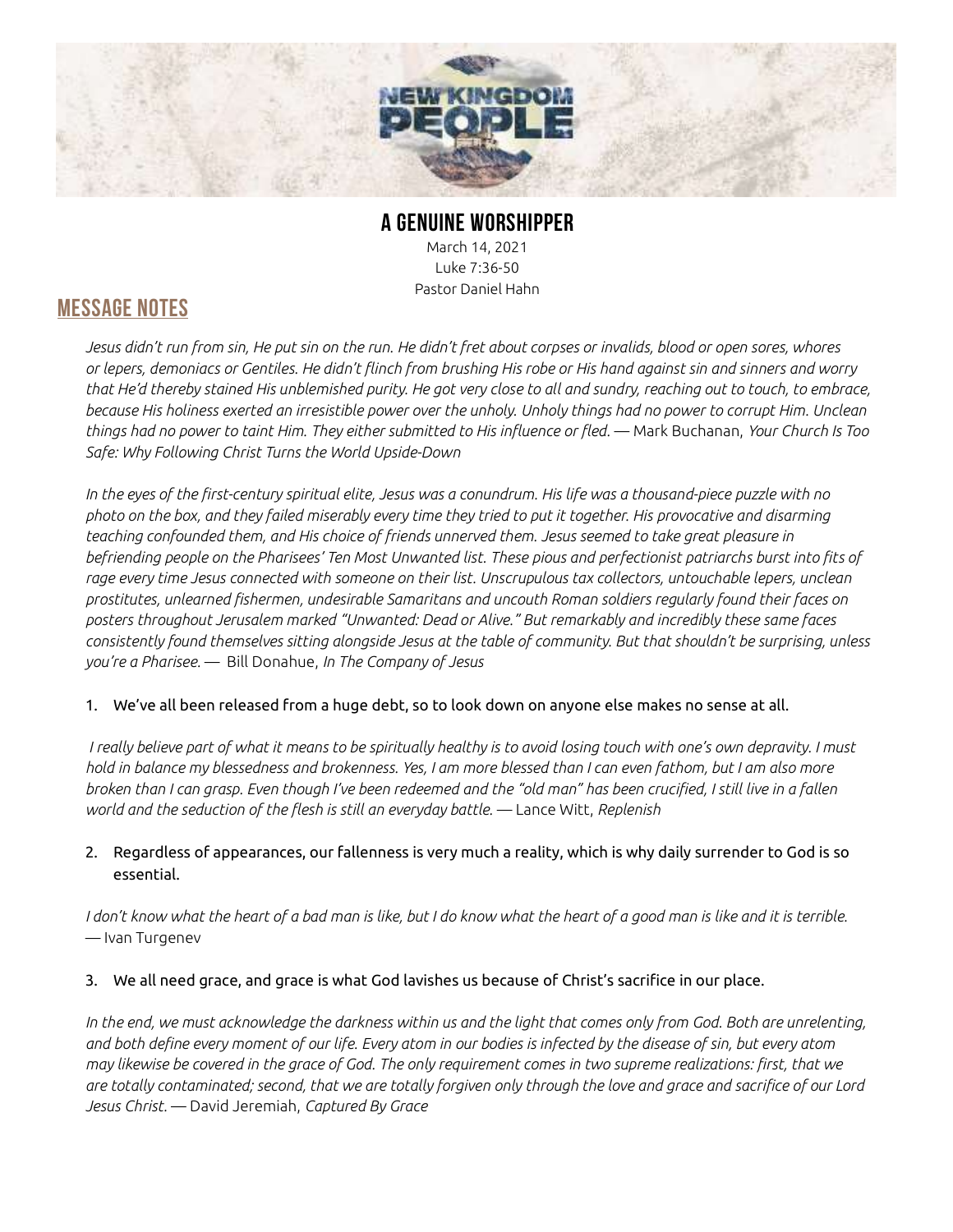# A GENUINE WORSHIPPER

March 14, 2021
Luke 7:36-50
Pastor Daniel Hahn

## MESSAGE NOTES

*Jesus didn't run from sin, He put sin on the run. He didn't fret about corpses or invalids, blood or open sores, whores or lepers, demoniacs or Gentiles. He didn't flinch from brushing His robe or His hand against sin and sinners and worry that He'd thereby stained His unblemished purity. He got very close to all and sundry, reaching out to touch, to embrace, because His holiness exerted an irresistible power over the unholy. Unholy things had no power to corrupt Him. Unclean things had no power to taint Him. They either submitted to His influence or fled.* — Mark Buchanan, *Your Church Is Too Safe: Why Following Christ Turns the World Upside-Down*

*In the eyes of the first-century spiritual elite, Jesus was a conundrum. His life was a thousand-piece puzzle with no photo on the box, and they failed miserably every time they tried to put it together. His provocative and disarming teaching confounded them, and His choice of friends unnerved them. Jesus seemed to take great pleasure in befriending people on the Pharisees' Ten Most Unwanted list. These pious and perfectionist patriarchs burst into fits of rage every time Jesus connected with someone on their list. Unscrupulous tax collectors, untouchable lepers, unclean prostitutes, unlearned fishermen, undesirable Samaritans and uncouth Roman soldiers regularly found their faces on posters throughout Jerusalem marked "Unwanted: Dead or Alive." But remarkably and incredibly these same faces consistently found themselves sitting alongside Jesus at the table of community. But that shouldn't be surprising, unless you're a Pharisee.* — Bill Donahue, *In The Company of Jesus*

1. We've all been released from a huge debt, so to look down on anyone else makes no sense at all.

*I really believe part of what it means to be spiritually healthy is to avoid losing touch with one's own depravity. I must hold in balance my blessedness and brokenness. Yes, I am more blessed than I can even fathom, but I am also more broken than I can grasp. Even though I've been redeemed and the "old man" has been crucified, I still live in a fallen world and the seduction of the flesh is still an everyday battle.* — Lance Witt, *Replenish*

2. Regardless of appearances, our fallenness is very much a reality, which is why daily surrender to God is so essential.

*I don't know what the heart of a bad man is like, but I do know what the heart of a good man is like and it is terrible.* — Ivan Turgenev

3. We all need grace, and grace is what God lavishes us because of Christ's sacrifice in our place.

*In the end, we must acknowledge the darkness within us and the light that comes only from God. Both are unrelenting, and both define every moment of our life. Every atom in our bodies is infected by the disease of sin, but every atom may likewise be covered in the grace of God. The only requirement comes in two supreme realizations: first, that we are totally contaminated; second, that we are totally forgiven only through the love and grace and sacrifice of our Lord Jesus Christ.* — David Jeremiah, *Captured By Grace*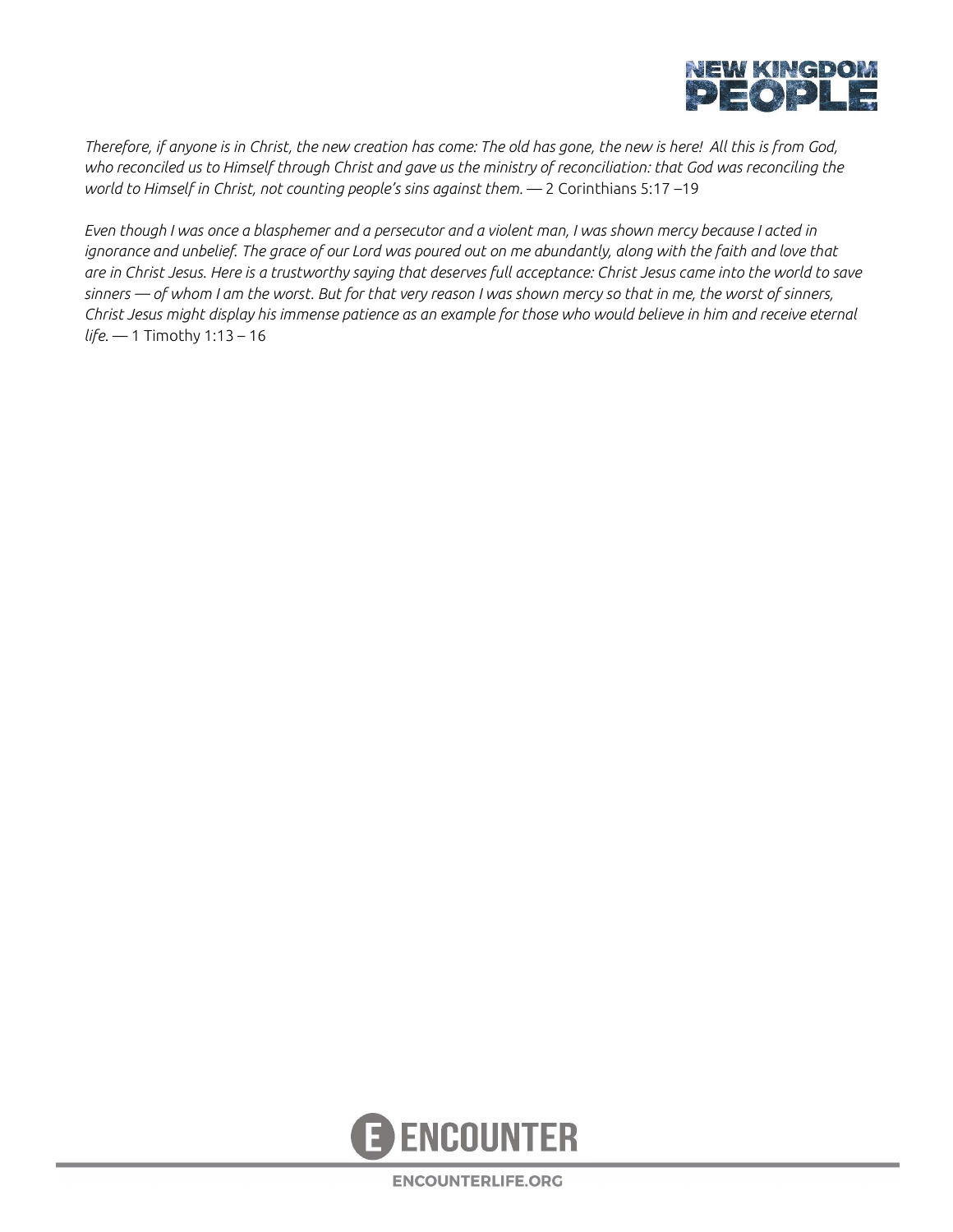*Therefore, if anyone is in Christ, the new creation has come: The old has gone, the new is here! All this is from God, who reconciled us to Himself through Christ and gave us the ministry of reconciliation: that God was reconciling the world to Himself in Christ, not counting people's sins against them.* — 2 Corinthians 5:17 –19

*Even though I was once a blasphemer and a persecutor and a violent man, I was shown mercy because I acted in ignorance and unbelief. The grace of our Lord was poured out on me abundantly, along with the faith and love that are in Christ Jesus. Here is a trustworthy saying that deserves full acceptance: Christ Jesus came into the world to save sinners — of whom I am the worst. But for that very reason I was shown mercy so that in me, the worst of sinners, Christ Jesus might display his immense patience as an example for those who would believe in him and receive eternal life.* — 1 Timothy 1:13 – 16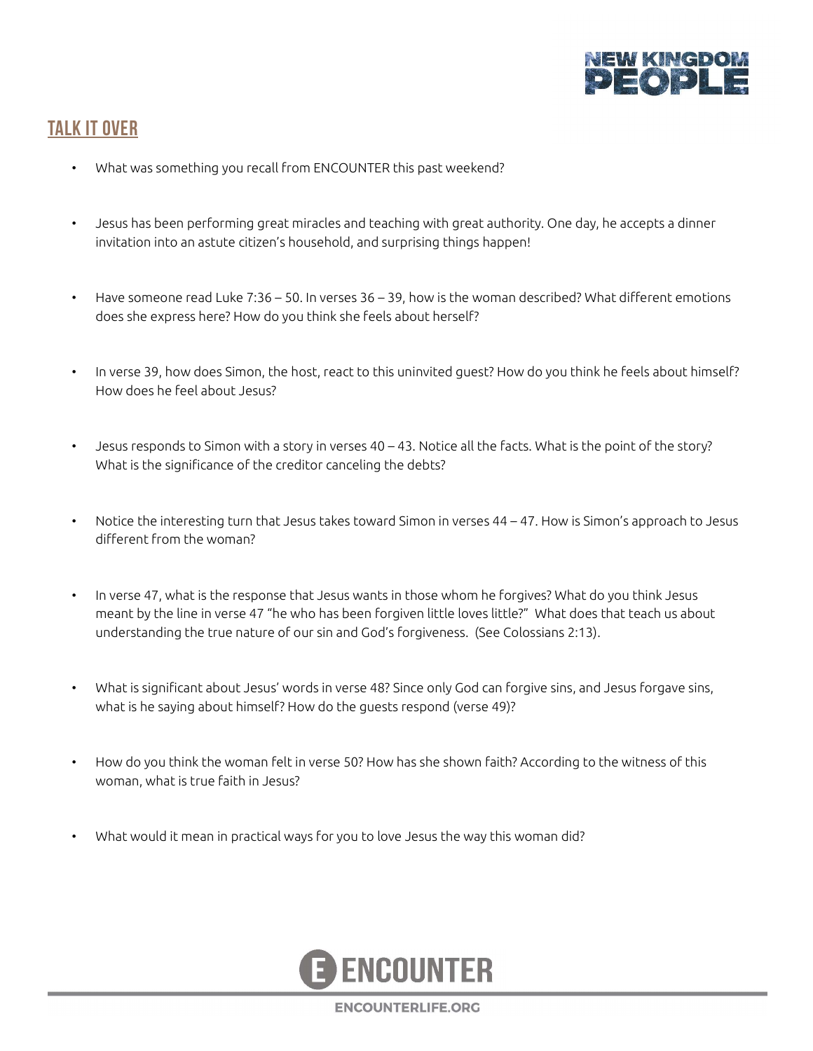## TALK IT OVER

- What was something you recall from ENCOUNTER this past weekend?
- Jesus has been performing great miracles and teaching with great authority. One day, he accepts a dinner invitation into an astute citizen's household, and surprising things happen!
- Have someone read Luke 7:36 – 50. In verses 36 – 39, how is the woman described? What different emotions does she express here? How do you think she feels about herself?
- In verse 39, how does Simon, the host, react to this uninvited guest? How do you think he feels about himself? How does he feel about Jesus?
- Jesus responds to Simon with a story in verses 40 – 43. Notice all the facts. What is the point of the story? What is the significance of the creditor canceling the debts?
- Notice the interesting turn that Jesus takes toward Simon in verses 44 – 47. How is Simon's approach to Jesus different from the woman?
- In verse 47, what is the response that Jesus wants in those whom he forgives? What do you think Jesus meant by the line in verse 47 "he who has been forgiven little loves little?" What does that teach us about understanding the true nature of our sin and God's forgiveness. (See Colossians 2:13).
- What is significant about Jesus' words in verse 48? Since only God can forgive sins, and Jesus forgave sins, what is he saying about himself? How do the guests respond (verse 49)?
- How do you think the woman felt in verse 50? How has she shown faith? According to the witness of this woman, what is true faith in Jesus?
- What would it mean in practical ways for you to love Jesus the way this woman did?